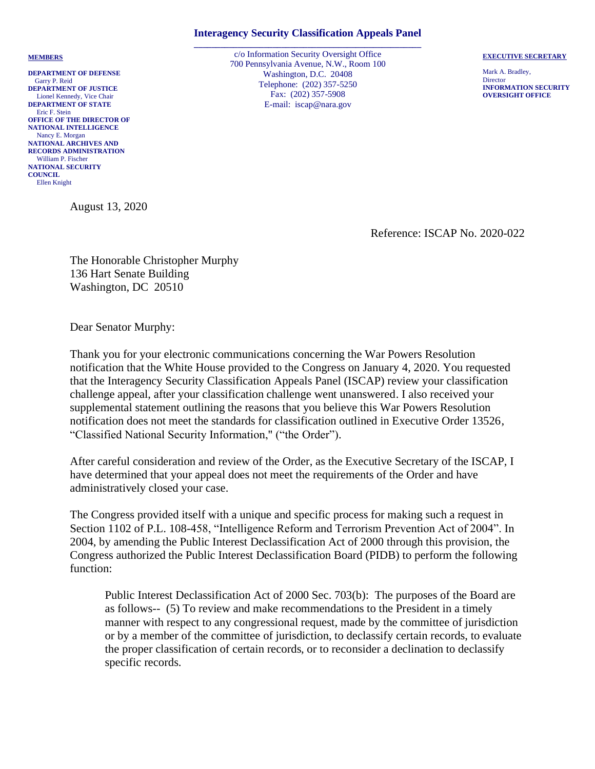# Interagency Security Classification Appeals Panel

c/o Information Security Oversight Office
700 Pennsylvania Avenue, N.W., Room 100
Washington, D.C. 20408
Telephone: (202) 357-5250
Fax: (202) 357-5908
E-mail: iscap@nara.gov

**MEMBERS**

**DEPARTMENT OF DEFENSE**
Garry P. Reid
**DEPARTMENT OF JUSTICE**
Lionel Kennedy, Vice Chair
**DEPARTMENT OF STATE**
Eric F. Stein
**OFFICE OF THE DIRECTOR OF NATIONAL INTELLIGENCE**
Nancy E. Morgan
**NATIONAL ARCHIVES AND RECORDS ADMINISTRATION**
William P. Fischer
**NATIONAL SECURITY COUNCIL**
Ellen Knight

**EXECUTIVE SECRETARY**

Mark A. Bradley,
Director
**INFORMATION SECURITY OVERSIGHT OFFICE**

August 13, 2020

Reference: ISCAP No. 2020-022

The Honorable Christopher Murphy
136 Hart Senate Building
Washington, DC 20510

Dear Senator Murphy:

Thank you for your electronic communications concerning the War Powers Resolution notification that the White House provided to the Congress on January 4, 2020. You requested that the Interagency Security Classification Appeals Panel (ISCAP) review your classification challenge appeal, after your classification challenge went unanswered. I also received your supplemental statement outlining the reasons that you believe this War Powers Resolution notification does not meet the standards for classification outlined in Executive Order 13526, "Classified National Security Information," ("the Order").

After careful consideration and review of the Order, as the Executive Secretary of the ISCAP, I have determined that your appeal does not meet the requirements of the Order and have administratively closed your case.

The Congress provided itself with a unique and specific process for making such a request in Section 1102 of P.L. 108-458, "Intelligence Reform and Terrorism Prevention Act of 2004". In 2004, by amending the Public Interest Declassification Act of 2000 through this provision, the Congress authorized the Public Interest Declassification Board (PIDB) to perform the following function:

> Public Interest Declassification Act of 2000 Sec. 703(b): The purposes of the Board are as follows-- (5) To review and make recommendations to the President in a timely manner with respect to any congressional request, made by the committee of jurisdiction or by a member of the committee of jurisdiction, to declassify certain records, to evaluate the proper classification of certain records, or to reconsider a declination to declassify specific records.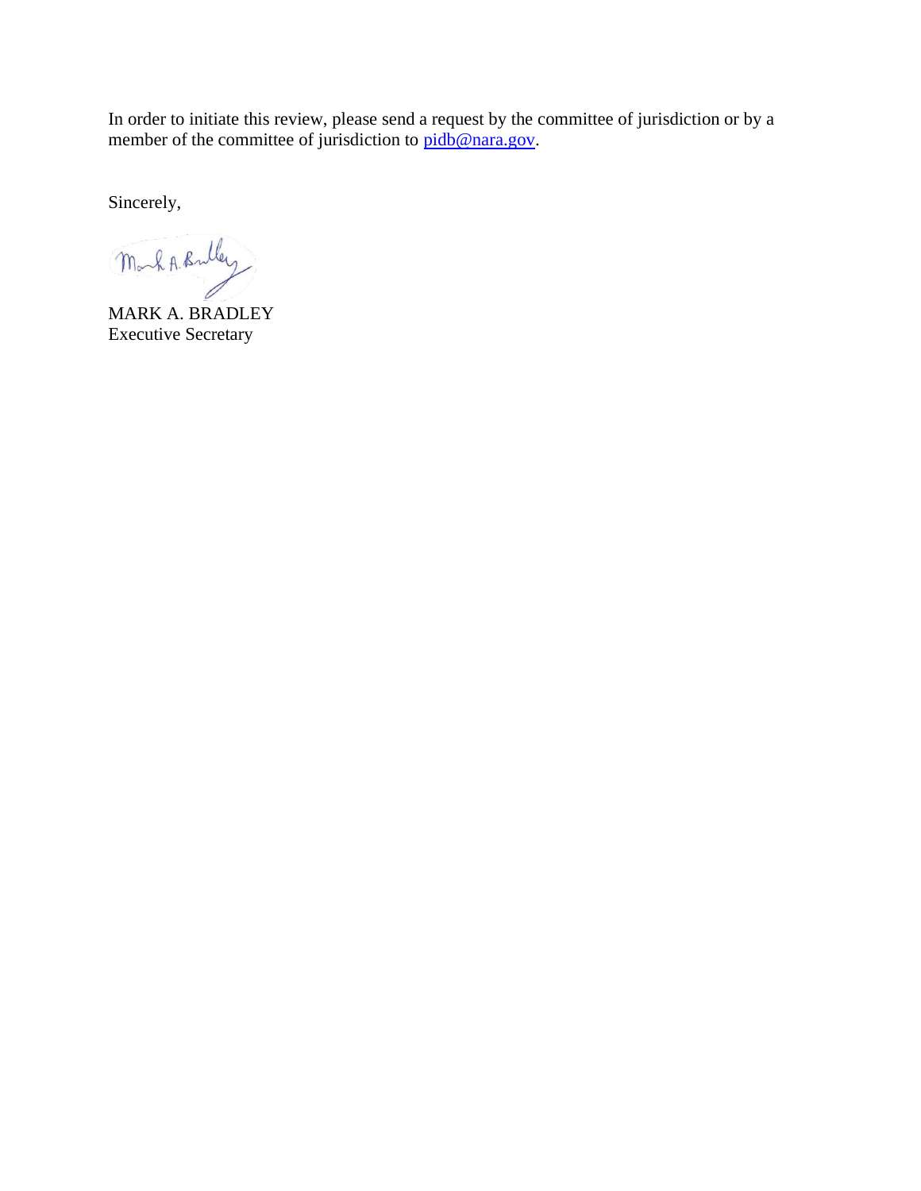In order to initiate this review, please send a request by the committee of jurisdiction or by a member of the committee of jurisdiction to pidb@nara.gov.

Sincerely,

MARK A. BRADLEY
Executive Secretary